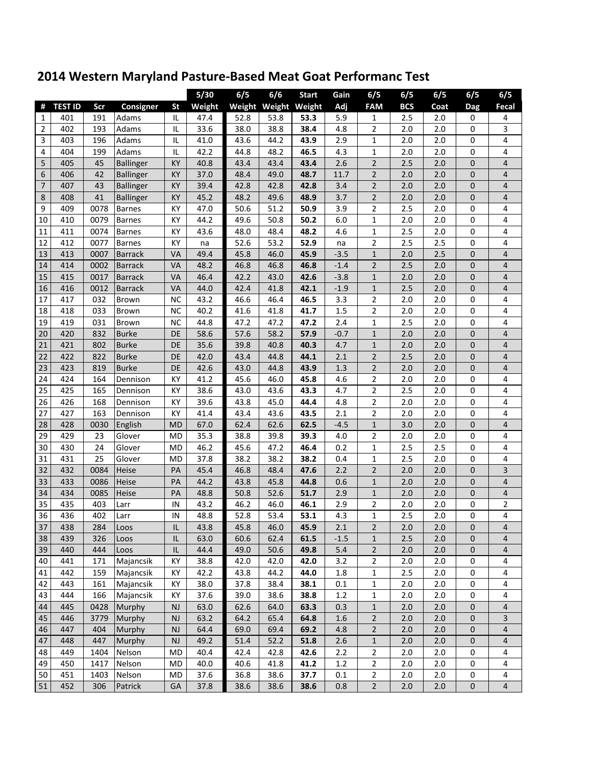## 2014 Western Maryland Pasture-Based Meat Goat Performanc Test

| | | | | | 5/30 | 6/5 | 6/6 | Start | Gain | 6/5 | 6/5 | 6/5 | 6/5 | 6/5 |
|---|---|---|---|---|---|---|---|---|---|---|---|---|---|---|
| # | TEST ID | Scr | Consigner | St | Weight | Weight | Weight | Weight | Adj | FAM | BCS | Coat | Dag | Fecal |
| 1 | 401 | 191 | Adams | IL | 47.4 | 52.8 | 53.8 | **53.3** | 5.9 | 1 | 2.5 | 2.0 | 0 | 4 |
| 2 | 402 | 193 | Adams | IL | 33.6 | 38.0 | 38.8 | **38.4** | 4.8 | 2 | 2.0 | 2.0 | 0 | 3 |
| 3 | 403 | 196 | Adams | IL | 41.0 | 43.6 | 44.2 | **43.9** | 2.9 | 1 | 2.0 | 2.0 | 0 | 4 |
| 4 | 404 | 199 | Adams | IL | 42.2 | 44.8 | 48.2 | **46.5** | 4.3 | 1 | 2.0 | 2.0 | 0 | 4 |
| 5 | 405 | 45 | Ballinger | KY | 40.8 | 43.4 | 43.4 | **43.4** | 2.6 | 2 | 2.5 | 2.0 | 0 | 4 |
| 6 | 406 | 42 | Ballinger | KY | 37.0 | 48.4 | 49.0 | **48.7** | 11.7 | 2 | 2.0 | 2.0 | 0 | 4 |
| 7 | 407 | 43 | Ballinger | KY | 39.4 | 42.8 | 42.8 | **42.8** | 3.4 | 2 | 2.0 | 2.0 | 0 | 4 |
| 8 | 408 | 41 | Ballinger | KY | 45.2 | 48.2 | 49.6 | **48.9** | 3.7 | 2 | 2.0 | 2.0 | 0 | 4 |
| 9 | 409 | 0078 | Barnes | KY | 47.0 | 50.6 | 51.2 | **50.9** | 3.9 | 2 | 2.5 | 2.0 | 0 | 4 |
| 10 | 410 | 0079 | Barnes | KY | 44.2 | 49.6 | 50.8 | **50.2** | 6.0 | 1 | 2.0 | 2.0 | 0 | 4 |
| 11 | 411 | 0074 | Barnes | KY | 43.6 | 48.0 | 48.4 | **48.2** | 4.6 | 1 | 2.5 | 2.0 | 0 | 4 |
| 12 | 412 | 0077 | Barnes | KY | na | 52.6 | 53.2 | **52.9** | na | 2 | 2.5 | 2.5 | 0 | 4 |
| 13 | 413 | 0007 | Barrack | VA | 49.4 | 45.8 | 46.0 | **45.9** | -3.5 | 1 | 2.0 | 2.5 | 0 | 4 |
| 14 | 414 | 0002 | Barrack | VA | 48.2 | 46.8 | 46.8 | **46.8** | -1.4 | 2 | 2.5 | 2.0 | 0 | 4 |
| 15 | 415 | 0017 | Barrack | VA | 46.4 | 42.2 | 43.0 | **42.6** | -3.8 | 1 | 2.0 | 2.0 | 0 | 4 |
| 16 | 416 | 0012 | Barrack | VA | 44.0 | 42.4 | 41.8 | **42.1** | -1.9 | 1 | 2.5 | 2.0 | 0 | 4 |
| 17 | 417 | 032 | Brown | NC | 43.2 | 46.6 | 46.4 | **46.5** | 3.3 | 2 | 2.0 | 2.0 | 0 | 4 |
| 18 | 418 | 033 | Brown | NC | 40.2 | 41.6 | 41.8 | **41.7** | 1.5 | 2 | 2.0 | 2.0 | 0 | 4 |
| 19 | 419 | 031 | Brown | NC | 44.8 | 47.2 | 47.2 | **47.2** | 2.4 | 1 | 2.5 | 2.0 | 0 | 4 |
| 20 | 420 | 832 | Burke | DE | 58.6 | 57.6 | 58.2 | **57.9** | -0.7 | 1 | 2.0 | 2.0 | 0 | 4 |
| 21 | 421 | 802 | Burke | DE | 35.6 | 39.8 | 40.8 | **40.3** | 4.7 | 1 | 2.0 | 2.0 | 0 | 4 |
| 22 | 422 | 822 | Burke | DE | 42.0 | 43.4 | 44.8 | **44.1** | 2.1 | 2 | 2.5 | 2.0 | 0 | 4 |
| 23 | 423 | 819 | Burke | DE | 42.6 | 43.0 | 44.8 | **43.9** | 1.3 | 2 | 2.0 | 2.0 | 0 | 4 |
| 24 | 424 | 164 | Dennison | KY | 41.2 | 45.6 | 46.0 | **45.8** | 4.6 | 2 | 2.0 | 2.0 | 0 | 4 |
| 25 | 425 | 165 | Dennison | KY | 38.6 | 43.0 | 43.6 | **43.3** | 4.7 | 2 | 2.5 | 2.0 | 0 | 4 |
| 26 | 426 | 168 | Dennison | KY | 39.6 | 43.8 | 45.0 | **44.4** | 4.8 | 2 | 2.0 | 2.0 | 0 | 4 |
| 27 | 427 | 163 | Dennison | KY | 41.4 | 43.4 | 43.6 | **43.5** | 2.1 | 2 | 2.0 | 2.0 | 0 | 4 |
| 28 | 428 | 0030 | English | MD | 67.0 | 62.4 | 62.6 | **62.5** | -4.5 | 1 | 3.0 | 2.0 | 0 | 4 |
| 29 | 429 | 23 | Glover | MD | 35.3 | 38.8 | 39.8 | **39.3** | 4.0 | 2 | 2.0 | 2.0 | 0 | 4 |
| 30 | 430 | 24 | Glover | MD | 46.2 | 45.6 | 47.2 | **46.4** | 0.2 | 1 | 2.5 | 2.5 | 0 | 4 |
| 31 | 431 | 25 | Glover | MD | 37.8 | 38.2 | 38.2 | **38.2** | 0.4 | 1 | 2.5 | 2.0 | 0 | 4 |
| 32 | 432 | 0084 | Heise | PA | 45.4 | 46.8 | 48.4 | **47.6** | 2.2 | 2 | 2.0 | 2.0 | 0 | 3 |
| 33 | 433 | 0086 | Heise | PA | 44.2 | 43.8 | 45.8 | **44.8** | 0.6 | 1 | 2.0 | 2.0 | 0 | 4 |
| 34 | 434 | 0085 | Heise | PA | 48.8 | 50.8 | 52.6 | **51.7** | 2.9 | 1 | 2.0 | 2.0 | 0 | 4 |
| 35 | 435 | 403 | Larr | IN | 43.2 | 46.2 | 46.0 | **46.1** | 2.9 | 2 | 2.0 | 2.0 | 0 | 2 |
| 36 | 436 | 402 | Larr | IN | 48.8 | 52.8 | 53.4 | **53.1** | 4.3 | 1 | 2.5 | 2.0 | 0 | 4 |
| 37 | 438 | 284 | Loos | IL | 43.8 | 45.8 | 46.0 | **45.9** | 2.1 | 2 | 2.0 | 2.0 | 0 | 4 |
| 38 | 439 | 326 | Loos | IL | 63.0 | 60.6 | 62.4 | **61.5** | -1.5 | 1 | 2.5 | 2.0 | 0 | 4 |
| 39 | 440 | 444 | Loos | IL | 44.4 | 49.0 | 50.6 | **49.8** | 5.4 | 2 | 2.0 | 2.0 | 0 | 4 |
| 40 | 441 | 171 | Majancsik | KY | 38.8 | 42.0 | 42.0 | **42.0** | 3.2 | 2 | 2.0 | 2.0 | 0 | 4 |
| 41 | 442 | 159 | Majancsik | KY | 42.2 | 43.8 | 44.2 | **44.0** | 1.8 | 1 | 2.5 | 2.0 | 0 | 4 |
| 42 | 443 | 161 | Majancsik | KY | 38.0 | 37.8 | 38.4 | **38.1** | 0.1 | 1 | 2.0 | 2.0 | 0 | 4 |
| 43 | 444 | 166 | Majancsik | KY | 37.6 | 39.0 | 38.6 | **38.8** | 1.2 | 1 | 2.0 | 2.0 | 0 | 4 |
| 44 | 445 | 0428 | Murphy | NJ | 63.0 | 62.6 | 64.0 | **63.3** | 0.3 | 1 | 2.0 | 2.0 | 0 | 4 |
| 45 | 446 | 3779 | Murphy | NJ | 63.2 | 64.2 | 65.4 | **64.8** | 1.6 | 2 | 2.0 | 2.0 | 0 | 3 |
| 46 | 447 | 404 | Murphy | NJ | 64.4 | 69.0 | 69.4 | **69.2** | 4.8 | 2 | 2.0 | 2.0 | 0 | 4 |
| 47 | 448 | 447 | Murphy | NJ | 49.2 | 51.4 | 52.2 | **51.8** | 2.6 | 1 | 2.0 | 2.0 | 0 | 4 |
| 48 | 449 | 1404 | Nelson | MD | 40.4 | 42.4 | 42.8 | **42.6** | 2.2 | 2 | 2.0 | 2.0 | 0 | 4 |
| 49 | 450 | 1417 | Nelson | MD | 40.0 | 40.6 | 41.8 | **41.2** | 1.2 | 2 | 2.0 | 2.0 | 0 | 4 |
| 50 | 451 | 1403 | Nelson | MD | 37.6 | 36.8 | 38.6 | **37.7** | 0.1 | 2 | 2.0 | 2.0 | 0 | 4 |
| 51 | 452 | 306 | Patrick | GA | 37.8 | 38.6 | 38.6 | **38.6** | 0.8 | 2 | 2.0 | 2.0 | 0 | 4 |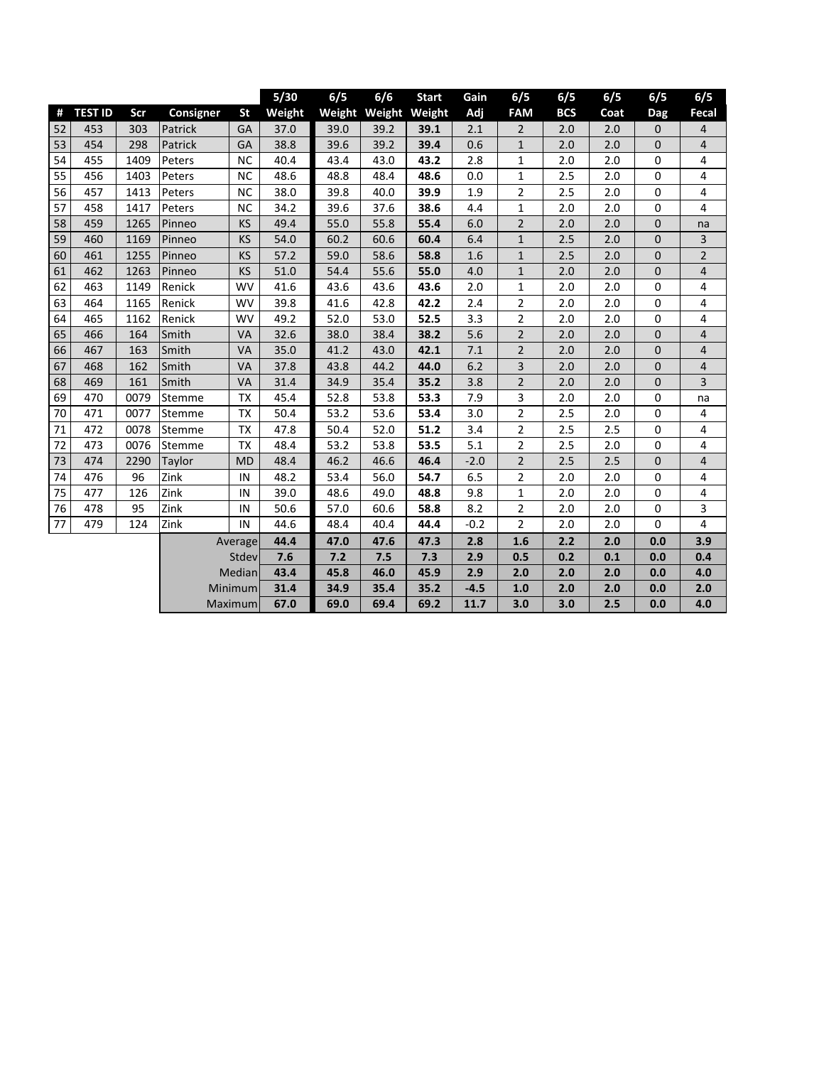| # | TEST ID | Scr | Consigner | St | 5/30 Weight | 6/5 Weight | 6/6 Weight | Start Weight | Gain Adj | 6/5 FAM | 6/5 BCS | 6/5 Coat | 6/5 Dag | 6/5 Fecal |
|---|---|---|---|---|---|---|---|---|---|---|---|---|---|---|
| 52 | 453 | 303 | Patrick | GA | 37.0 | 39.0 | 39.2 | **39.1** | 2.1 | 2 | 2.0 | 2.0 | 0 | 4 |
| 53 | 454 | 298 | Patrick | GA | 38.8 | 39.6 | 39.2 | **39.4** | 0.6 | 1 | 2.0 | 2.0 | 0 | 4 |
| 54 | 455 | 1409 | Peters | NC | 40.4 | 43.4 | 43.0 | **43.2** | 2.8 | 1 | 2.0 | 2.0 | 0 | 4 |
| 55 | 456 | 1403 | Peters | NC | 48.6 | 48.8 | 48.4 | **48.6** | 0.0 | 1 | 2.5 | 2.0 | 0 | 4 |
| 56 | 457 | 1413 | Peters | NC | 38.0 | 39.8 | 40.0 | **39.9** | 1.9 | 2 | 2.5 | 2.0 | 0 | 4 |
| 57 | 458 | 1417 | Peters | NC | 34.2 | 39.6 | 37.6 | **38.6** | 4.4 | 1 | 2.0 | 2.0 | 0 | 4 |
| 58 | 459 | 1265 | Pinneo | KS | 49.4 | 55.0 | 55.8 | **55.4** | 6.0 | 2 | 2.0 | 2.0 | 0 | na |
| 59 | 460 | 1169 | Pinneo | KS | 54.0 | 60.2 | 60.6 | **60.4** | 6.4 | 1 | 2.5 | 2.0 | 0 | 3 |
| 60 | 461 | 1255 | Pinneo | KS | 57.2 | 59.0 | 58.6 | **58.8** | 1.6 | 1 | 2.5 | 2.0 | 0 | 2 |
| 61 | 462 | 1263 | Pinneo | KS | 51.0 | 54.4 | 55.6 | **55.0** | 4.0 | 1 | 2.0 | 2.0 | 0 | 4 |
| 62 | 463 | 1149 | Renick | WV | 41.6 | 43.6 | 43.6 | **43.6** | 2.0 | 1 | 2.0 | 2.0 | 0 | 4 |
| 63 | 464 | 1165 | Renick | WV | 39.8 | 41.6 | 42.8 | **42.2** | 2.4 | 2 | 2.0 | 2.0 | 0 | 4 |
| 64 | 465 | 1162 | Renick | WV | 49.2 | 52.0 | 53.0 | **52.5** | 3.3 | 2 | 2.0 | 2.0 | 0 | 4 |
| 65 | 466 | 164 | Smith | VA | 32.6 | 38.0 | 38.4 | **38.2** | 5.6 | 2 | 2.0 | 2.0 | 0 | 4 |
| 66 | 467 | 163 | Smith | VA | 35.0 | 41.2 | 43.0 | **42.1** | 7.1 | 2 | 2.0 | 2.0 | 0 | 4 |
| 67 | 468 | 162 | Smith | VA | 37.8 | 43.8 | 44.2 | **44.0** | 6.2 | 3 | 2.0 | 2.0 | 0 | 4 |
| 68 | 469 | 161 | Smith | VA | 31.4 | 34.9 | 35.4 | **35.2** | 3.8 | 2 | 2.0 | 2.0 | 0 | 3 |
| 69 | 470 | 0079 | Stemme | TX | 45.4 | 52.8 | 53.8 | **53.3** | 7.9 | 3 | 2.0 | 2.0 | 0 | na |
| 70 | 471 | 0077 | Stemme | TX | 50.4 | 53.2 | 53.6 | **53.4** | 3.0 | 2 | 2.5 | 2.0 | 0 | 4 |
| 71 | 472 | 0078 | Stemme | TX | 47.8 | 50.4 | 52.0 | **51.2** | 3.4 | 2 | 2.5 | 2.5 | 0 | 4 |
| 72 | 473 | 0076 | Stemme | TX | 48.4 | 53.2 | 53.8 | **53.5** | 5.1 | 2 | 2.5 | 2.0 | 0 | 4 |
| 73 | 474 | 2290 | Taylor | MD | 48.4 | 46.2 | 46.6 | **46.4** | -2.0 | 2 | 2.5 | 2.5 | 0 | 4 |
| 74 | 476 | 96 | Zink | IN | 48.2 | 53.4 | 56.0 | **54.7** | 6.5 | 2 | 2.0 | 2.0 | 0 | 4 |
| 75 | 477 | 126 | Zink | IN | 39.0 | 48.6 | 49.0 | **48.8** | 9.8 | 1 | 2.0 | 2.0 | 0 | 4 |
| 76 | 478 | 95 | Zink | IN | 50.6 | 57.0 | 60.6 | **58.8** | 8.2 | 2 | 2.0 | 2.0 | 0 | 3 |
| 77 | 479 | 124 | Zink | IN | 44.6 | 48.4 | 40.4 | **44.4** | -0.2 | 2 | 2.0 | 2.0 | 0 | 4 |
| | | | Average | | **44.4** | **47.0** | **47.6** | **47.3** | **2.8** | **1.6** | **2.2** | **2.0** | **0.0** | **3.9** |
| | | | Stdev | | **7.6** | **7.2** | **7.5** | **7.3** | **2.9** | **0.5** | **0.2** | **0.1** | **0.0** | **0.4** |
| | | | Median | | **43.4** | **45.8** | **46.0** | **45.9** | **2.9** | **2.0** | **2.0** | **2.0** | **0.0** | **4.0** |
| | | | Minimum | | **31.4** | **34.9** | **35.4** | **35.2** | **-4.5** | **1.0** | **2.0** | **2.0** | **0.0** | **2.0** |
| | | | Maximum | | **67.0** | **69.0** | **69.4** | **69.2** | **11.7** | **3.0** | **3.0** | **2.5** | **0.0** | **4.0** |